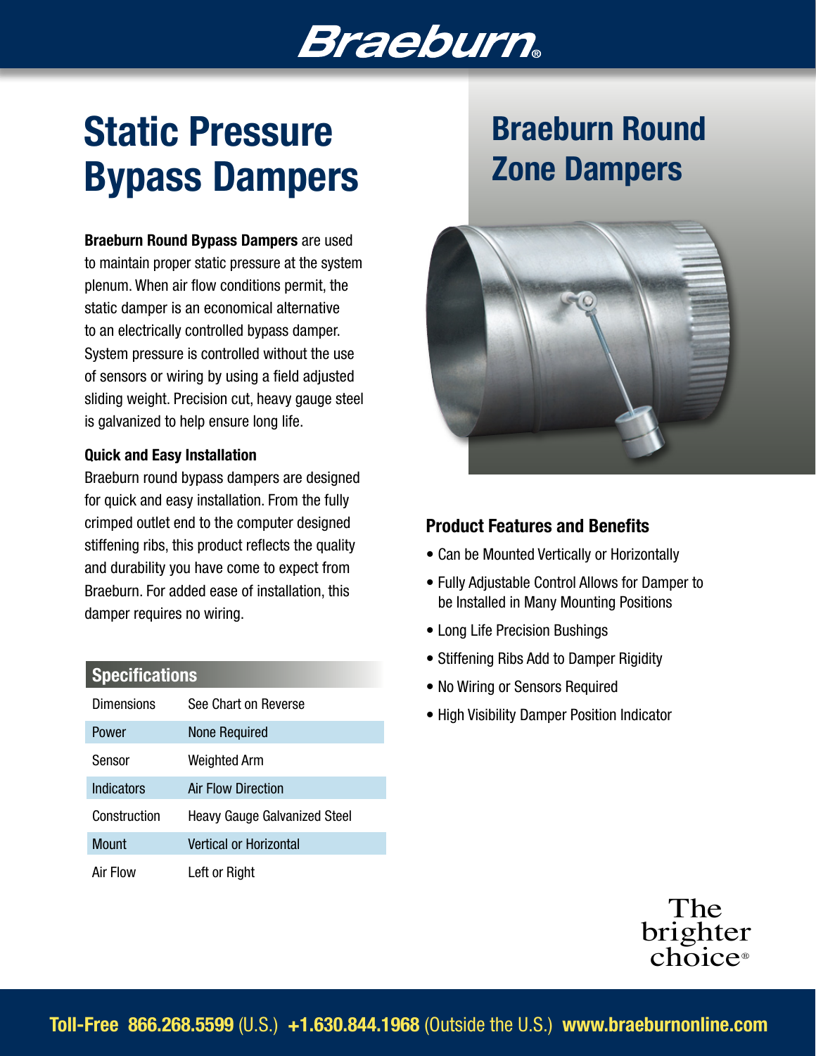Braeburn®

# Static Pressure Bypass Dampers

**Braeburn Round Bypass Dampers** are used to maintain proper static pressure at the system plenum. When air flow conditions permit, the static damper is an economical alternative to an electrically controlled bypass damper. System pressure is controlled without the use of sensors or wiring by using a field adjusted sliding weight. Precision cut, heavy gauge steel is galvanized to help ensure long life.

### Quick and Easy Installation

Braeburn round bypass dampers are designed for quick and easy installation. From the fully crimped outlet end to the computer designed stiffening ribs, this product reflects the quality and durability you have come to expect from Braeburn. For added ease of installation, this damper requires no wiring.

| Specifications | |
|---|---|
| Dimensions | See Chart on Reverse |
| Power | None Required |
| Sensor | Weighted Arm |
| Indicators | Air Flow Direction |
| Construction | Heavy Gauge Galvanized Steel |
| Mount | Vertical or Horizontal |
| Air Flow | Left or Right |

# Braeburn Round Zone Dampers

### Product Features and Benefits

- Can be Mounted Vertically or Horizontally
- Fully Adjustable Control Allows for Damper to be Installed in Many Mounting Positions
- Long Life Precision Bushings
- Stiffening Ribs Add to Damper Rigidity
- No Wiring or Sensors Required
- High Visibility Damper Position Indicator

The brighter choice®

**Toll-Free 866.268.5599** (U.S.) **+1.630.844.1968** (Outside the U.S.) **www.braeburnonline.com**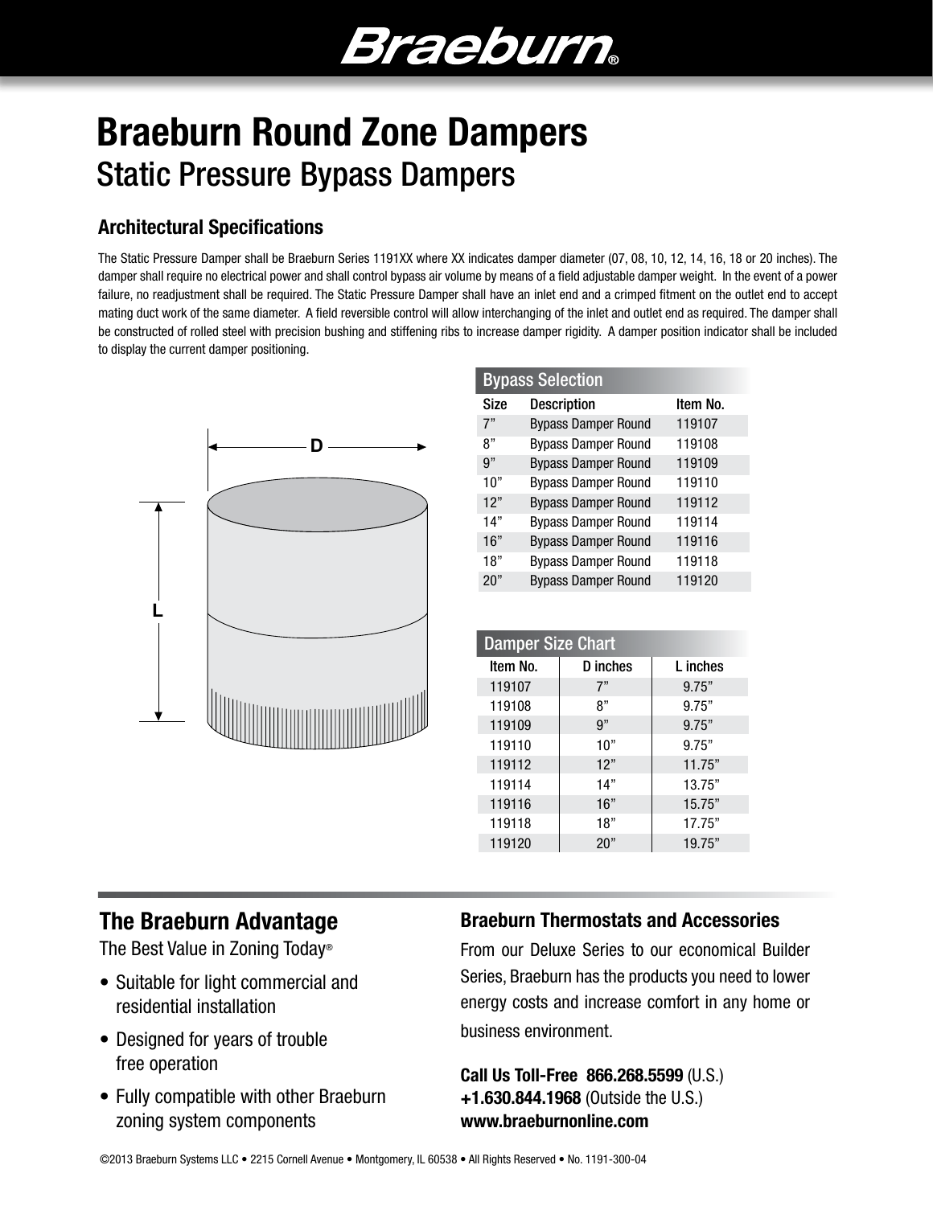# Braeburn Round Zone Dampers

## Static Pressure Bypass Dampers

### Architectural Specifications

The Static Pressure Damper shall be Braeburn Series 1191XX where XX indicates damper diameter (07, 08, 10, 12, 14, 16, 18 or 20 inches). The damper shall require no electrical power and shall control bypass air volume by means of a field adjustable damper weight. In the event of a power failure, no readjustment shall be required. The Static Pressure Damper shall have an inlet end and a crimped fitment on the outlet end to accept mating duct work of the same diameter. A field reversible control will allow interchanging of the inlet and outlet end as required. The damper shall be constructed of rolled steel with precision bushing and stiffening ribs to increase damper rigidity. A damper position indicator shall be included to display the current damper positioning.

D

L

**Bypass Selection**

| Size | Description | Item No. |
|---|---|---|
| 7” | Bypass Damper Round | 119107 |
| 8” | Bypass Damper Round | 119108 |
| 9” | Bypass Damper Round | 119109 |
| 10” | Bypass Damper Round | 119110 |
| 12” | Bypass Damper Round | 119112 |
| 14” | Bypass Damper Round | 119114 |
| 16” | Bypass Damper Round | 119116 |
| 18” | Bypass Damper Round | 119118 |
| 20” | Bypass Damper Round | 119120 |

**Damper Size Chart**

| Item No. | D inches | L inches |
|---|---|---|
| 119107 | 7” | 9.75” |
| 119108 | 8” | 9.75” |
| 119109 | 9” | 9.75” |
| 119110 | 10” | 9.75” |
| 119112 | 12” | 11.75” |
| 119114 | 14” | 13.75” |
| 119116 | 16” | 15.75” |
| 119118 | 18” | 17.75” |
| 119120 | 20” | 19.75” |

### The Braeburn Advantage

The Best Value in Zoning Today®

- Suitable for light commercial and residential installation
- Designed for years of trouble free operation
- Fully compatible with other Braeburn zoning system components

### Braeburn Thermostats and Accessories

From our Deluxe Series to our economical Builder Series, Braeburn has the products you need to lower energy costs and increase comfort in any home or business environment.

**Call Us Toll-Free 866.268.5599** (U.S.)
**+1.630.844.1968** (Outside the U.S.)
**www.braeburnonline.com**

©2013 Braeburn Systems LLC • 2215 Cornell Avenue • Montgomery, IL 60538 • All Rights Reserved • No. 1191-300-04